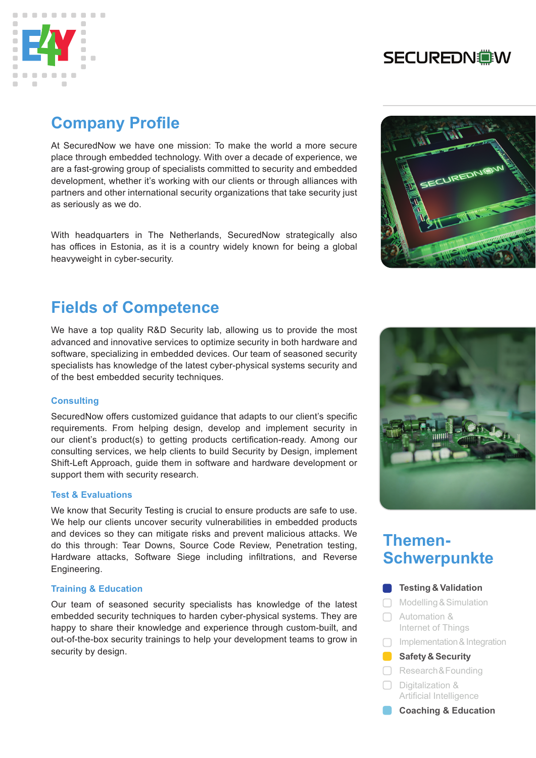## Company Profile

At SecuredNow we have one mission: To make the world a more secure place through embedded technology. With over a decade of experience, we are a fast-growing group of specialists committed to security and embedded development, whether it's working with our clients or through alliances with partners and other international security organizations that take security just as seriously as we do.

With headquarters in The Netherlands, SecuredNow strategically also has offices in Estonia, as it is a country widely known for being a global heavyweight in cyber-security.

## Fields of Competence

We have a top quality R&D Security lab, allowing us to provide the most advanced and innovative services to optimize security in both hardware and software, specializing in embedded devices. Our team of seasoned security specialists has knowledge of the latest cyber-physical systems security and of the best embedded security techniques.

### Consulting

SecuredNow offers customized guidance that adapts to our client's specific requirements. From helping design, develop and implement security in our client's product(s) to getting products certification-ready. Among our consulting services, we help clients to build Security by Design, implement Shift-Left Approach, guide them in software and hardware development or support them with security research.

### Test & Evaluations

We know that Security Testing is crucial to ensure products are safe to use. We help our clients uncover security vulnerabilities in embedded products and devices so they can mitigate risks and prevent malicious attacks. We do this through: Tear Downs, Source Code Review, Penetration testing, Hardware attacks, Software Siege including infiltrations, and Reverse Engineering.

### Training & Education

Our team of seasoned security specialists has knowledge of the latest embedded security techniques to harden cyber-physical systems. They are happy to share their knowledge and experience through custom-built, and out-of-the-box security trainings to help your development teams to grow in security by design.

## Themen-Schwerpunkte

- [x] **Testing & Validation**
- [ ] Modelling & Simulation
- [ ] Automation & Internet of Things
- [ ] Implementation & Integration
- [x] **Safety & Security**
- [ ] Research & Founding
- [ ] Digitalization & Artificial Intelligence
- [x] **Coaching & Education**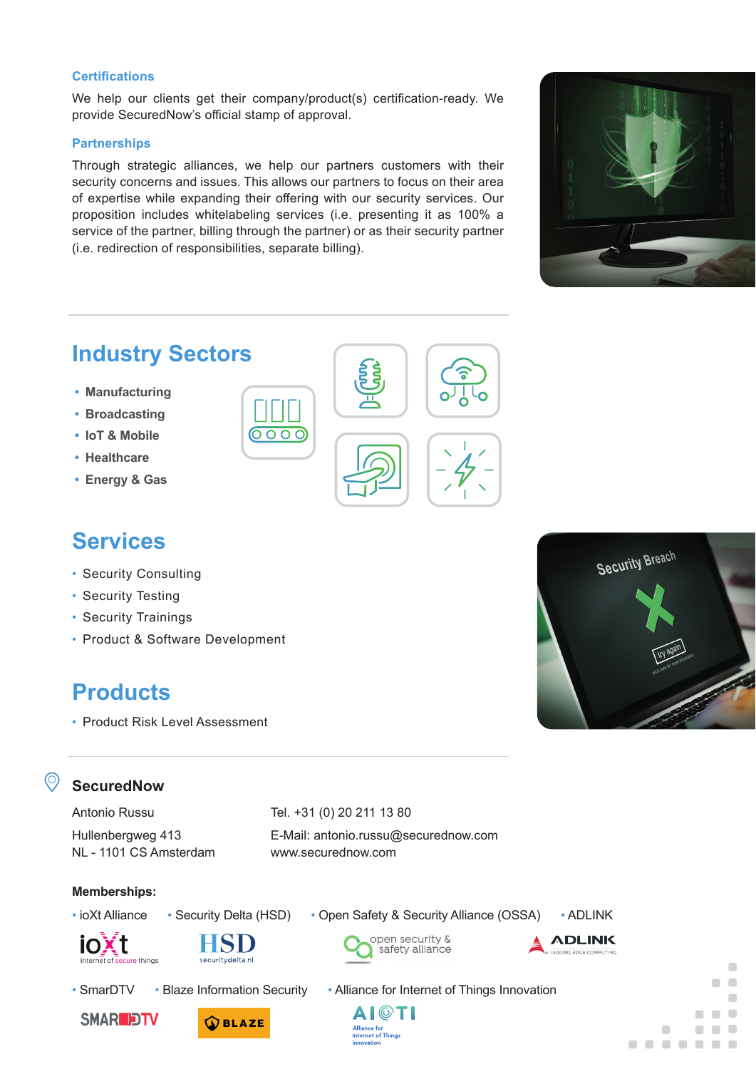### Certifications

We help our clients get their company/product(s) certification-ready. We provide SecuredNow's official stamp of approval.

### Partnerships

Through strategic alliances, we help our partners customers with their security concerns and issues. This allows our partners to focus on their area of expertise while expanding their offering with our security services. Our proposition includes whitelabeling services (i.e. presenting it as 100% a service of the partner, billing through the partner) or as their security partner (i.e. redirection of responsibilities, separate billing).

## Industry Sectors

- **Manufacturing**
- **Broadcasting**
- **IoT & Mobile**
- **Healthcare**
- **Energy & Gas**

## Services

- Security Consulting
- Security Testing
- Security Trainings
- Product & Software Development

## Products

- Product Risk Level Assessment

### SecuredNow

Antonio Russu

Hullenbergweg 413
NL - 1101 CS Amsterdam

Tel. +31 (0) 20 211 13 80

E-Mail: antonio.russu@securednow.com
www.securednow.com

**Memberships:**

- ioXt Alliance
- Security Delta (HSD)
- Open Safety & Security Alliance (OSSA)
- ADLINK
- SmarDTV
- Blaze Information Security
- Alliance for Internet of Things Innovation